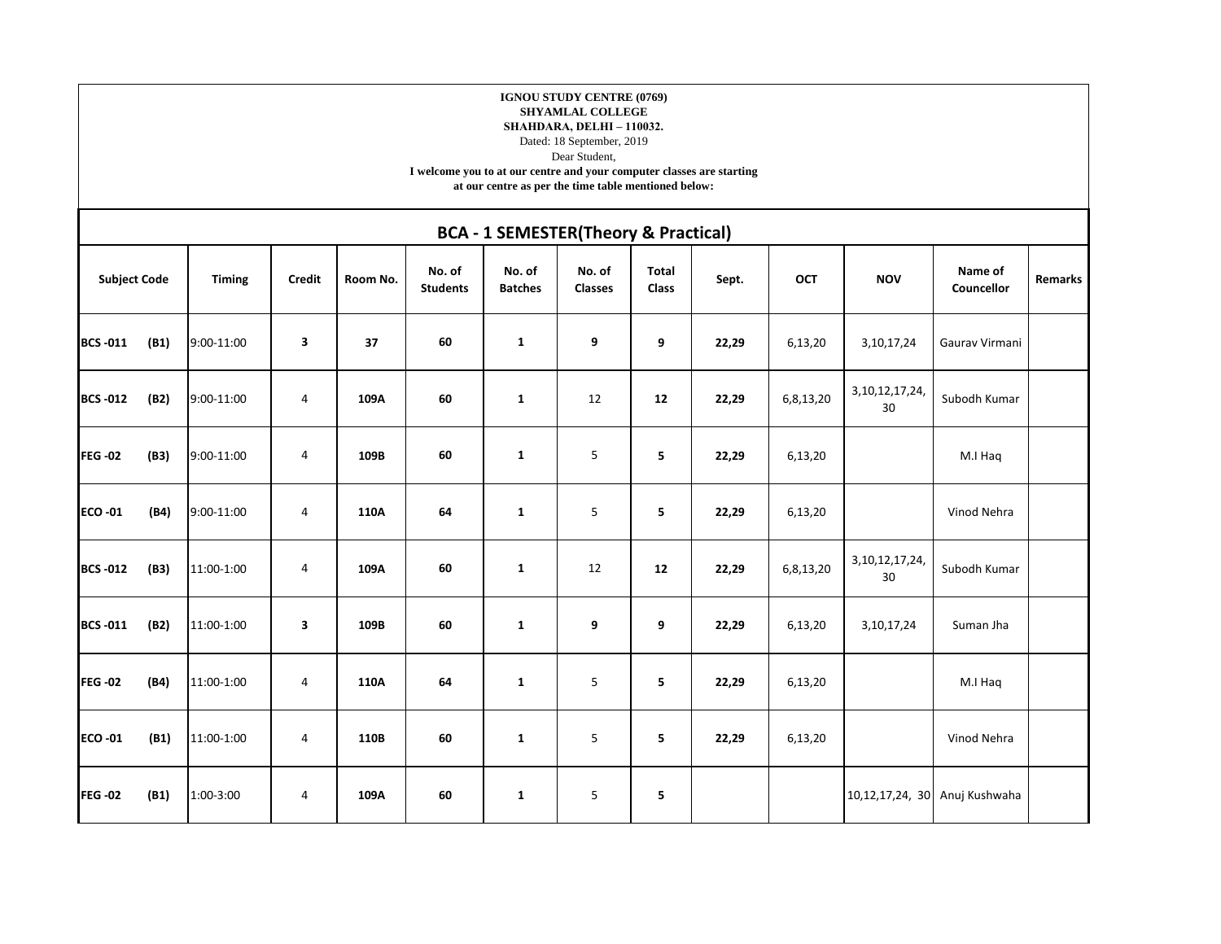**IGNOU STUDY CENTRE (0769)**
**SHYAMLAL COLLEGE**
**SHAHDARA, DELHI – 110032.**
Dated: 18 September, 2019
Dear Student,
**I welcome you to at our centre and your computer classes are starting at our centre as per the time table mentioned below:**

## BCA - 1 SEMESTER(Theory & Practical)

| Subject Code | Timing | Credit | Room No. | No. of Students | No. of Batches | No. of Classes | Total Class | Sept. | OCT | NOV | Name of Councellor | Remarks |
|---|---|---|---|---|---|---|---|---|---|---|---|---|
| **BCS -011 (B1)** | 9:00-11:00 | **3** | **37** | **60** | **1** | **9** | **9** | **22,29** | 6,13,20 | 3,10,17,24 | Gaurav Virmani | |
| **BCS -012 (B2)** | 9:00-11:00 | 4 | **109A** | **60** | **1** | 12 | **12** | **22,29** | 6,8,13,20 | 3,10,12,17,24, 30 | Subodh Kumar | |
| **FEG -02 (B3)** | 9:00-11:00 | 4 | **109B** | **60** | **1** | 5 | **5** | **22,29** | 6,13,20 | | M.I Haq | |
| **ECO -01 (B4)** | 9:00-11:00 | 4 | **110A** | **64** | **1** | 5 | **5** | **22,29** | 6,13,20 | | Vinod Nehra | |
| **BCS -012 (B3)** | 11:00-1:00 | 4 | **109A** | **60** | **1** | 12 | **12** | **22,29** | 6,8,13,20 | 3,10,12,17,24, 30 | Subodh Kumar | |
| **BCS -011 (B2)** | 11:00-1:00 | **3** | **109B** | **60** | **1** | **9** | **9** | **22,29** | 6,13,20 | 3,10,17,24 | Suman Jha | |
| **FEG -02 (B4)** | 11:00-1:00 | 4 | **110A** | **64** | **1** | 5 | **5** | **22,29** | 6,13,20 | | M.I Haq | |
| **ECO -01 (B1)** | 11:00-1:00 | 4 | **110B** | **60** | **1** | 5 | **5** | **22,29** | 6,13,20 | | Vinod Nehra | |
| **FEG -02 (B1)** | 1:00-3:00 | 4 | **109A** | **60** | **1** | 5 | **5** | | | 10,12,17,24, 30 | Anuj Kushwaha | |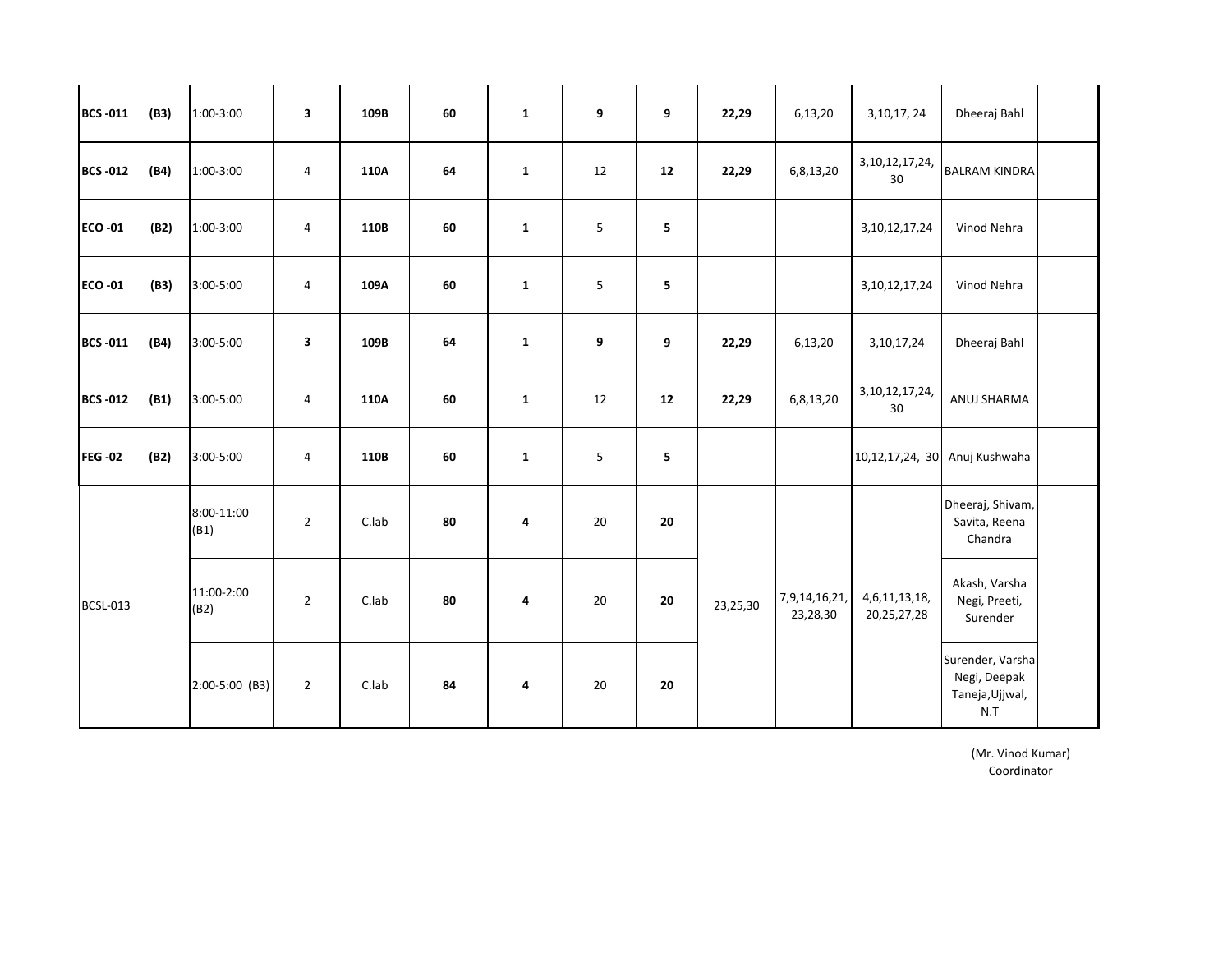| | | | | | | | | | | | | |
|---|---|---|---|---|---|---|---|---|---|---|---|---|
| **BCS -011 (B3)** | 1:00-3:00 | **3** | **109B** | **60** | **1** | **9** | **9** | **22,29** | 6,13,20 | 3,10,17, 24 | Dheeraj Bahl | |
| **BCS -012 (B4)** | 1:00-3:00 | 4 | **110A** | **64** | **1** | 12 | **12** | **22,29** | 6,8,13,20 | 3,10,12,17,24, 30 | BALRAM KINDRA | |
| **ECO -01 (B2)** | 1:00-3:00 | 4 | **110B** | **60** | **1** | 5 | **5** | | | 3,10,12,17,24 | Vinod Nehra | |
| **ECO -01 (B3)** | 3:00-5:00 | 4 | **109A** | **60** | **1** | 5 | **5** | | | 3,10,12,17,24 | Vinod Nehra | |
| **BCS -011 (B4)** | 3:00-5:00 | **3** | **109B** | **64** | **1** | **9** | **9** | **22,29** | 6,13,20 | 3,10,17,24 | Dheeraj Bahl | |
| **BCS -012 (B1)** | 3:00-5:00 | 4 | **110A** | **60** | **1** | 12 | **12** | **22,29** | 6,8,13,20 | 3,10,12,17,24, 30 | ANUJ SHARMA | |
| **FEG -02 (B2)** | 3:00-5:00 | 4 | **110B** | **60** | **1** | 5 | **5** | | | 10,12,17,24, 30 | Anuj Kushwaha | |
| BCSL-013 | 8:00-11:00 (B1) | 2 | C.lab | **80** | **4** | 20 | **20** | 23,25,30 | 7,9,14,16,21, 23,28,30 | 4,6,11,13,18, 20,25,27,28 | Dheeraj, Shivam, Savita, Reena Chandra | |
| | 11:00-2:00 (B2) | 2 | C.lab | **80** | **4** | 20 | **20** | | | | Akash, Varsha Negi, Preeti, Surender | |
| | 2:00-5:00 (B3) | 2 | C.lab | **84** | **4** | 20 | **20** | | | | Surender, Varsha Negi, Deepak Taneja,Ujjwal, N.T | |

(Mr. Vinod Kumar)
Coordinator